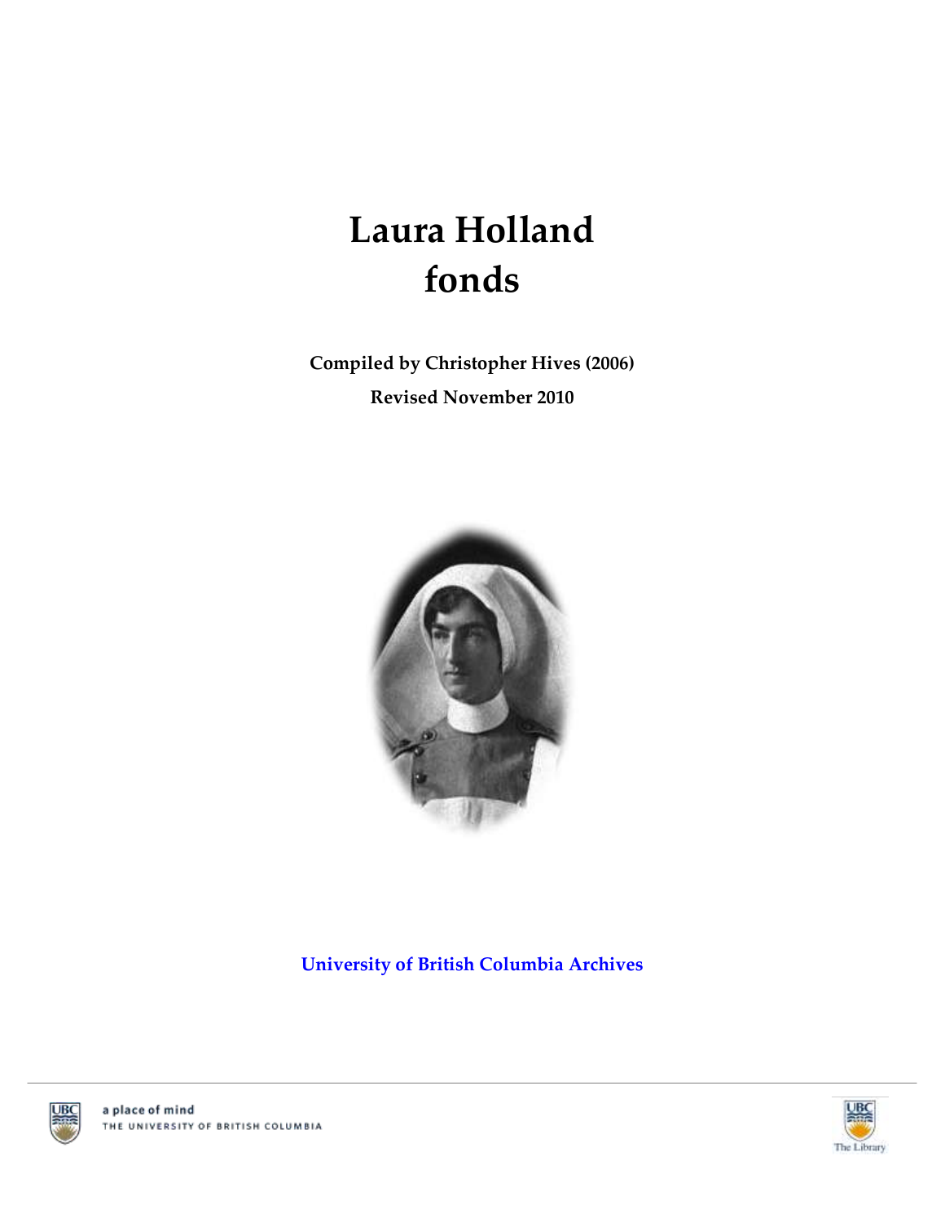# Laura Holland fonds

**Compiled by Christopher Hives (2006)**

**Revised November 2010**

**University of British Columbia Archives**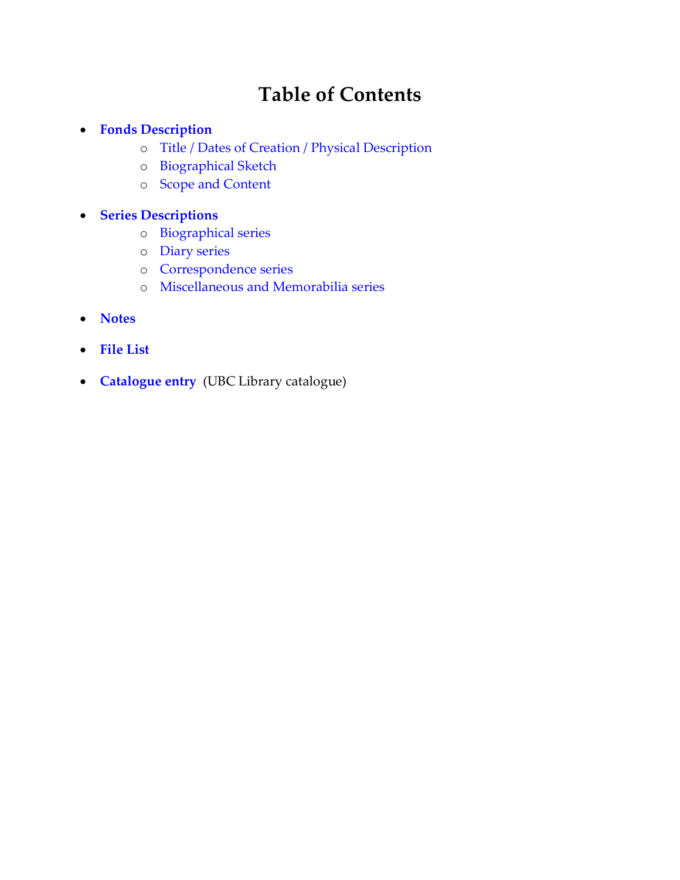# Table of Contents

- **Fonds Description**
  - Title / Dates of Creation / Physical Description
  - Biographical Sketch
  - Scope and Content
- **Series Descriptions**
  - Biographical series
  - Diary series
  - Correspondence series
  - Miscellaneous and Memorabilia series
- **Notes**
- **File List**
- **Catalogue entry** (UBC Library catalogue)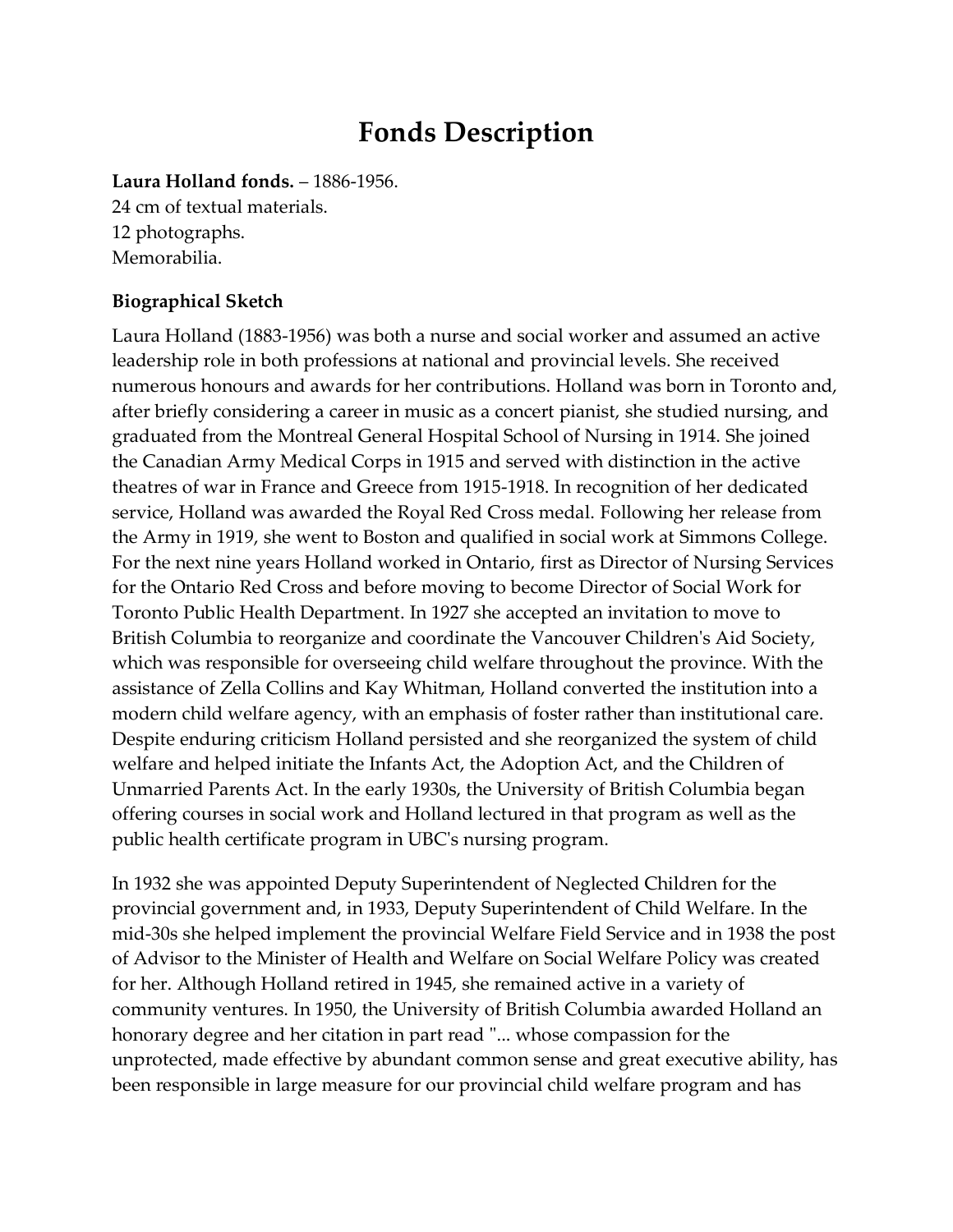# Fonds Description

**Laura Holland fonds.** – 1886-1956.
24 cm of textual materials.
12 photographs.
Memorabilia.

### Biographical Sketch

Laura Holland (1883-1956) was both a nurse and social worker and assumed an active leadership role in both professions at national and provincial levels. She received numerous honours and awards for her contributions. Holland was born in Toronto and, after briefly considering a career in music as a concert pianist, she studied nursing, and graduated from the Montreal General Hospital School of Nursing in 1914. She joined the Canadian Army Medical Corps in 1915 and served with distinction in the active theatres of war in France and Greece from 1915-1918. In recognition of her dedicated service, Holland was awarded the Royal Red Cross medal. Following her release from the Army in 1919, she went to Boston and qualified in social work at Simmons College. For the next nine years Holland worked in Ontario, first as Director of Nursing Services for the Ontario Red Cross and before moving to become Director of Social Work for Toronto Public Health Department. In 1927 she accepted an invitation to move to British Columbia to reorganize and coordinate the Vancouver Children's Aid Society, which was responsible for overseeing child welfare throughout the province. With the assistance of Zella Collins and Kay Whitman, Holland converted the institution into a modern child welfare agency, with an emphasis of foster rather than institutional care. Despite enduring criticism Holland persisted and she reorganized the system of child welfare and helped initiate the Infants Act, the Adoption Act, and the Children of Unmarried Parents Act. In the early 1930s, the University of British Columbia began offering courses in social work and Holland lectured in that program as well as the public health certificate program in UBC's nursing program.

In 1932 she was appointed Deputy Superintendent of Neglected Children for the provincial government and, in 1933, Deputy Superintendent of Child Welfare. In the mid-30s she helped implement the provincial Welfare Field Service and in 1938 the post of Advisor to the Minister of Health and Welfare on Social Welfare Policy was created for her. Although Holland retired in 1945, she remained active in a variety of community ventures. In 1950, the University of British Columbia awarded Holland an honorary degree and her citation in part read "... whose compassion for the unprotected, made effective by abundant common sense and great executive ability, has been responsible in large measure for our provincial child welfare program and has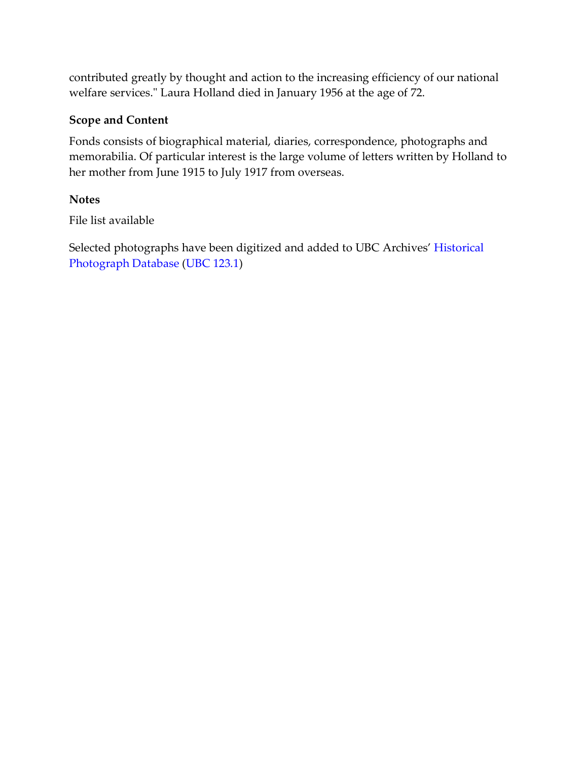contributed greatly by thought and action to the increasing efficiency of our national welfare services." Laura Holland died in January 1956 at the age of 72.

**Scope and Content**

Fonds consists of biographical material, diaries, correspondence, photographs and memorabilia. Of particular interest is the large volume of letters written by Holland to her mother from June 1915 to July 1917 from overseas.

**Notes**

File list available

Selected photographs have been digitized and added to UBC Archives' Historical Photograph Database (UBC 123.1)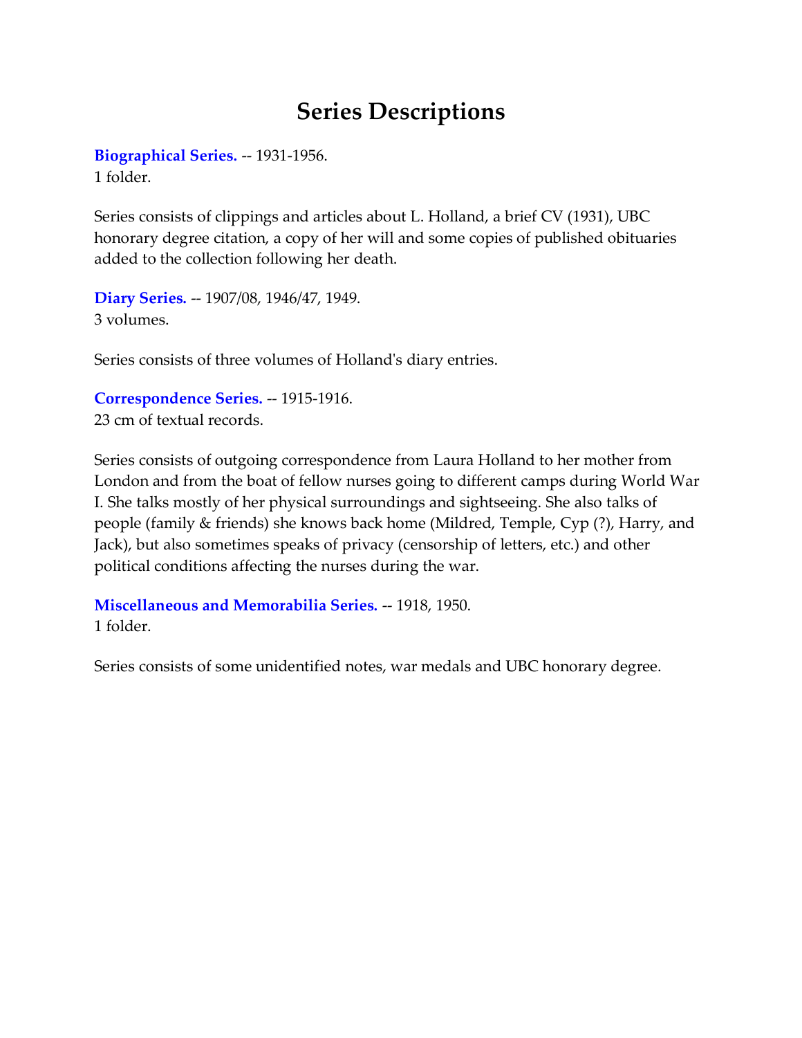# Series Descriptions

**Biographical Series.** -- 1931-1956.
1 folder.

Series consists of clippings and articles about L. Holland, a brief CV (1931), UBC honorary degree citation, a copy of her will and some copies of published obituaries added to the collection following her death.

**Diary Series.** -- 1907/08, 1946/47, 1949.
3 volumes.

Series consists of three volumes of Holland's diary entries.

**Correspondence Series.** -- 1915-1916.
23 cm of textual records.

Series consists of outgoing correspondence from Laura Holland to her mother from London and from the boat of fellow nurses going to different camps during World War I. She talks mostly of her physical surroundings and sightseeing. She also talks of people (family & friends) she knows back home (Mildred, Temple, Cyp (?), Harry, and Jack), but also sometimes speaks of privacy (censorship of letters, etc.) and other political conditions affecting the nurses during the war.

**Miscellaneous and Memorabilia Series.** -- 1918, 1950.
1 folder.

Series consists of some unidentified notes, war medals and UBC honorary degree.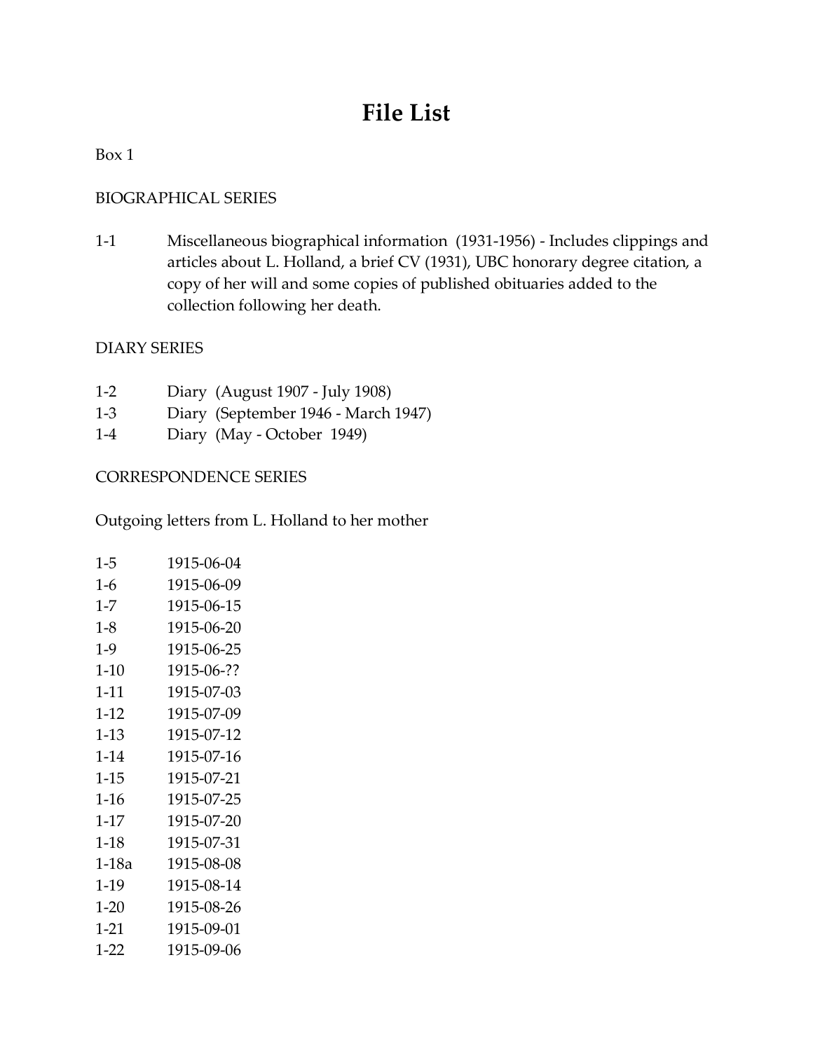# File List

Box 1

BIOGRAPHICAL SERIES

1-1 Miscellaneous biographical information (1931-1956) - Includes clippings and articles about L. Holland, a brief CV (1931), UBC honorary degree citation, a copy of her will and some copies of published obituaries added to the collection following her death.

DIARY SERIES

1-2 Diary (August 1907 - July 1908)
1-3 Diary (September 1946 - March 1947)
1-4 Diary (May - October 1949)

CORRESPONDENCE SERIES

Outgoing letters from L. Holland to her mother

1-5 1915-06-04
1-6 1915-06-09
1-7 1915-06-15
1-8 1915-06-20
1-9 1915-06-25
1-10 1915-06-??
1-11 1915-07-03
1-12 1915-07-09
1-13 1915-07-12
1-14 1915-07-16
1-15 1915-07-21
1-16 1915-07-25
1-17 1915-07-20
1-18 1915-07-31
1-18a 1915-08-08
1-19 1915-08-14
1-20 1915-08-26
1-21 1915-09-01
1-22 1915-09-06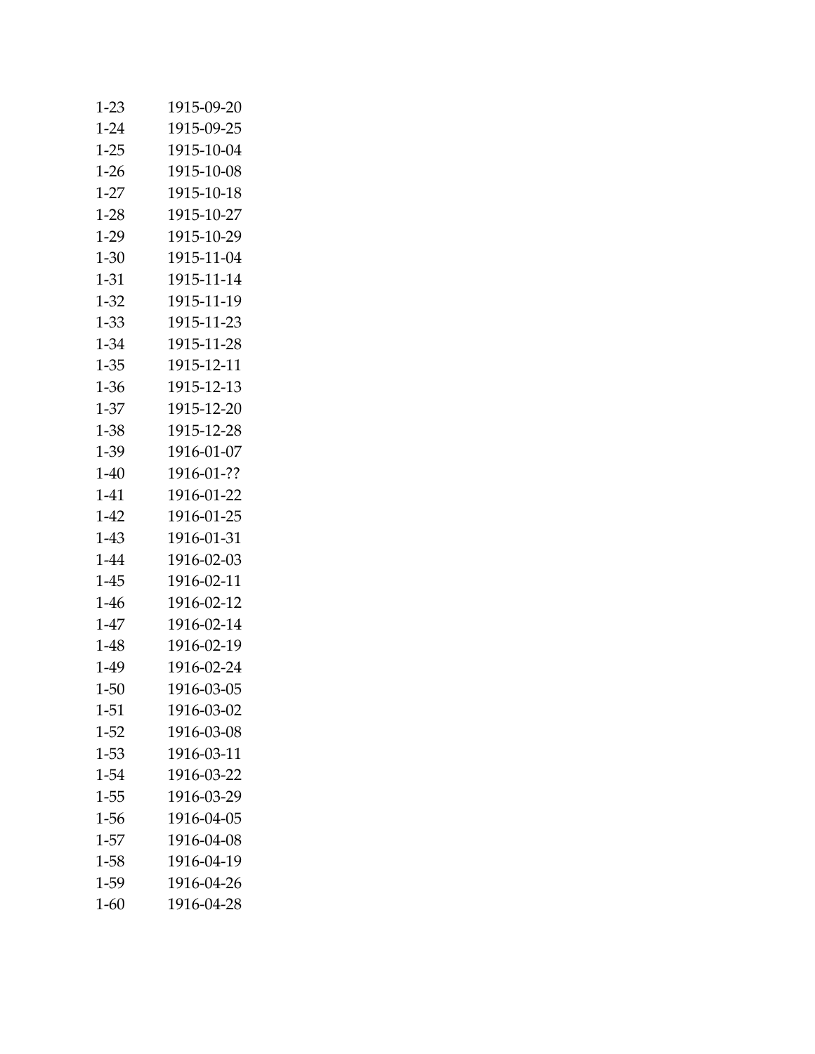| | |
|---|---|
| 1-23 | 1915-09-20 |
| 1-24 | 1915-09-25 |
| 1-25 | 1915-10-04 |
| 1-26 | 1915-10-08 |
| 1-27 | 1915-10-18 |
| 1-28 | 1915-10-27 |
| 1-29 | 1915-10-29 |
| 1-30 | 1915-11-04 |
| 1-31 | 1915-11-14 |
| 1-32 | 1915-11-19 |
| 1-33 | 1915-11-23 |
| 1-34 | 1915-11-28 |
| 1-35 | 1915-12-11 |
| 1-36 | 1915-12-13 |
| 1-37 | 1915-12-20 |
| 1-38 | 1915-12-28 |
| 1-39 | 1916-01-07 |
| 1-40 | 1916-01-?? |
| 1-41 | 1916-01-22 |
| 1-42 | 1916-01-25 |
| 1-43 | 1916-01-31 |
| 1-44 | 1916-02-03 |
| 1-45 | 1916-02-11 |
| 1-46 | 1916-02-12 |
| 1-47 | 1916-02-14 |
| 1-48 | 1916-02-19 |
| 1-49 | 1916-02-24 |
| 1-50 | 1916-03-05 |
| 1-51 | 1916-03-02 |
| 1-52 | 1916-03-08 |
| 1-53 | 1916-03-11 |
| 1-54 | 1916-03-22 |
| 1-55 | 1916-03-29 |
| 1-56 | 1916-04-05 |
| 1-57 | 1916-04-08 |
| 1-58 | 1916-04-19 |
| 1-59 | 1916-04-26 |
| 1-60 | 1916-04-28 |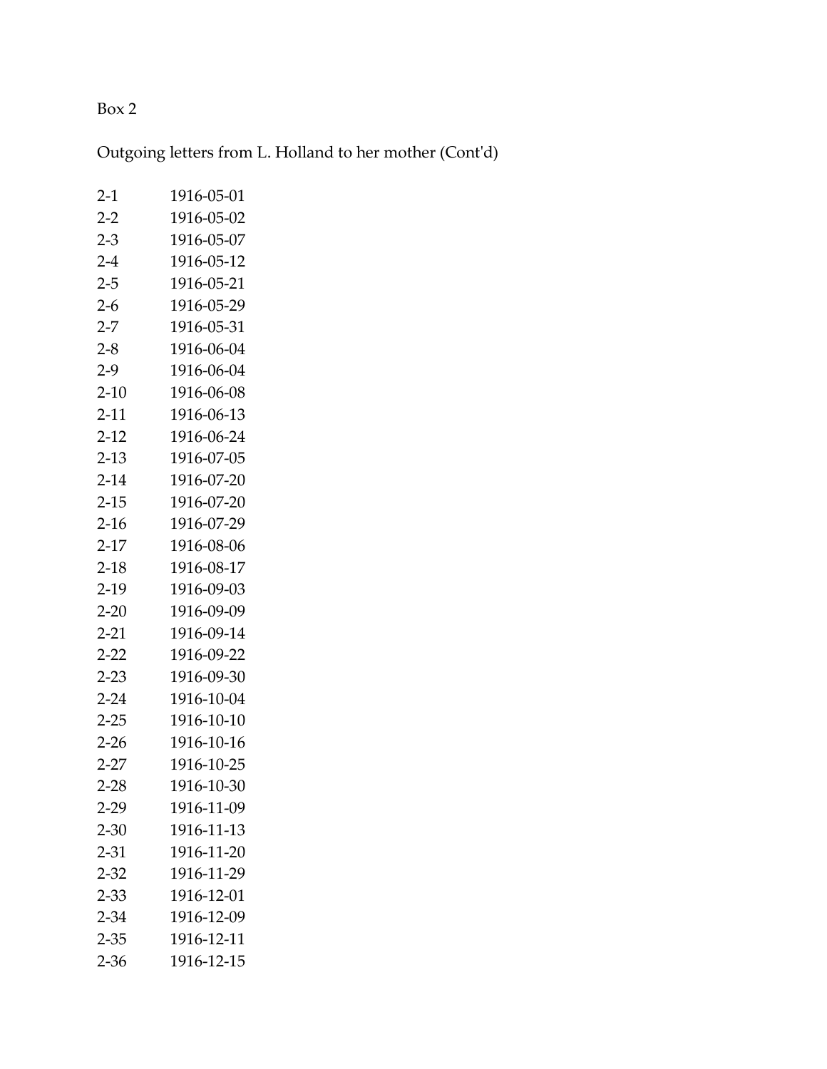Box 2

Outgoing letters from L. Holland to her mother (Cont'd)

| | |
|---|---|
| 2-1 | 1916-05-01 |
| 2-2 | 1916-05-02 |
| 2-3 | 1916-05-07 |
| 2-4 | 1916-05-12 |
| 2-5 | 1916-05-21 |
| 2-6 | 1916-05-29 |
| 2-7 | 1916-05-31 |
| 2-8 | 1916-06-04 |
| 2-9 | 1916-06-04 |
| 2-10 | 1916-06-08 |
| 2-11 | 1916-06-13 |
| 2-12 | 1916-06-24 |
| 2-13 | 1916-07-05 |
| 2-14 | 1916-07-20 |
| 2-15 | 1916-07-20 |
| 2-16 | 1916-07-29 |
| 2-17 | 1916-08-06 |
| 2-18 | 1916-08-17 |
| 2-19 | 1916-09-03 |
| 2-20 | 1916-09-09 |
| 2-21 | 1916-09-14 |
| 2-22 | 1916-09-22 |
| 2-23 | 1916-09-30 |
| 2-24 | 1916-10-04 |
| 2-25 | 1916-10-10 |
| 2-26 | 1916-10-16 |
| 2-27 | 1916-10-25 |
| 2-28 | 1916-10-30 |
| 2-29 | 1916-11-09 |
| 2-30 | 1916-11-13 |
| 2-31 | 1916-11-20 |
| 2-32 | 1916-11-29 |
| 2-33 | 1916-12-01 |
| 2-34 | 1916-12-09 |
| 2-35 | 1916-12-11 |
| 2-36 | 1916-12-15 |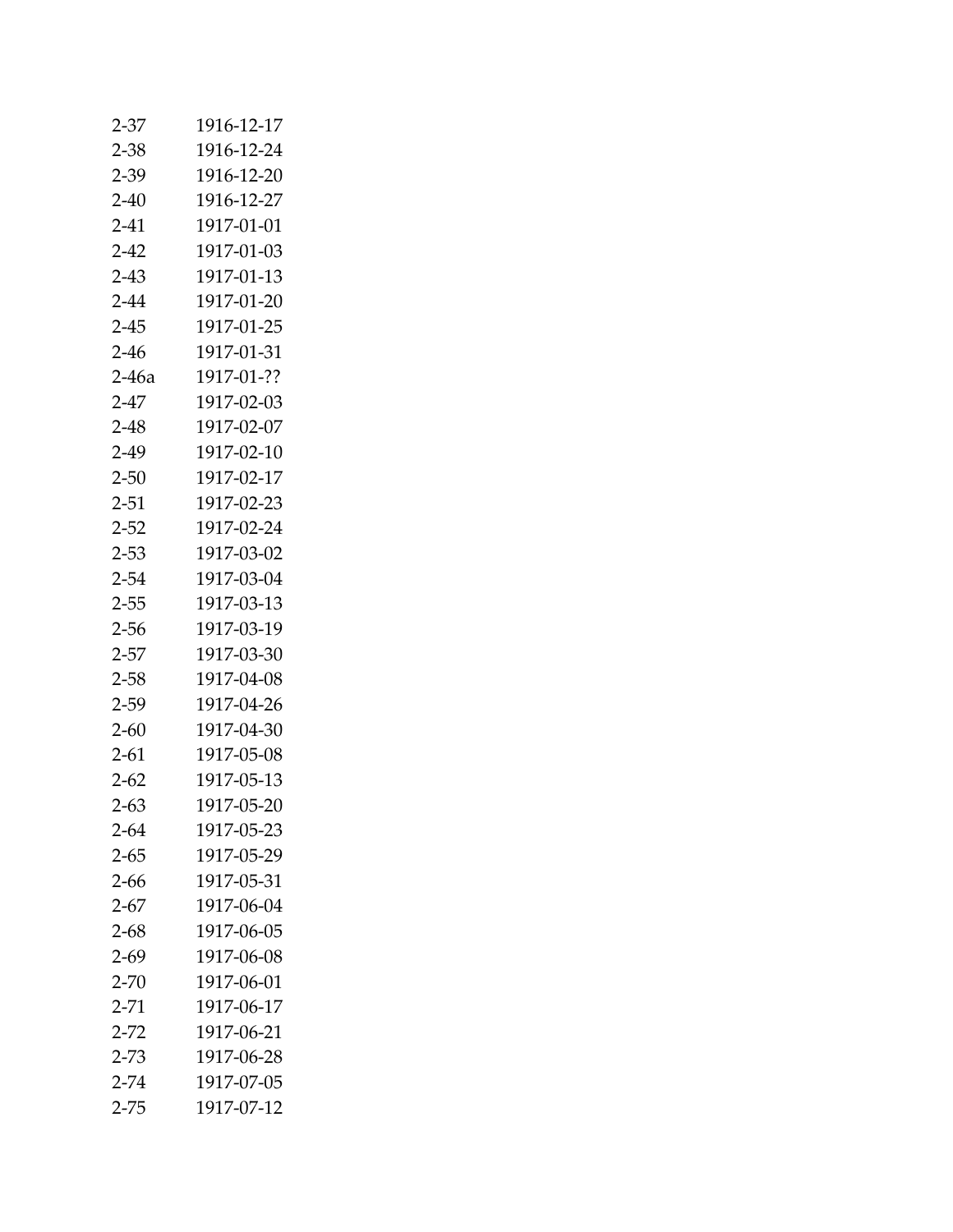| | |
|---|---|
| 2-37 | 1916-12-17 |
| 2-38 | 1916-12-24 |
| 2-39 | 1916-12-20 |
| 2-40 | 1916-12-27 |
| 2-41 | 1917-01-01 |
| 2-42 | 1917-01-03 |
| 2-43 | 1917-01-13 |
| 2-44 | 1917-01-20 |
| 2-45 | 1917-01-25 |
| 2-46 | 1917-01-31 |
| 2-46a | 1917-01-?? |
| 2-47 | 1917-02-03 |
| 2-48 | 1917-02-07 |
| 2-49 | 1917-02-10 |
| 2-50 | 1917-02-17 |
| 2-51 | 1917-02-23 |
| 2-52 | 1917-02-24 |
| 2-53 | 1917-03-02 |
| 2-54 | 1917-03-04 |
| 2-55 | 1917-03-13 |
| 2-56 | 1917-03-19 |
| 2-57 | 1917-03-30 |
| 2-58 | 1917-04-08 |
| 2-59 | 1917-04-26 |
| 2-60 | 1917-04-30 |
| 2-61 | 1917-05-08 |
| 2-62 | 1917-05-13 |
| 2-63 | 1917-05-20 |
| 2-64 | 1917-05-23 |
| 2-65 | 1917-05-29 |
| 2-66 | 1917-05-31 |
| 2-67 | 1917-06-04 |
| 2-68 | 1917-06-05 |
| 2-69 | 1917-06-08 |
| 2-70 | 1917-06-01 |
| 2-71 | 1917-06-17 |
| 2-72 | 1917-06-21 |
| 2-73 | 1917-06-28 |
| 2-74 | 1917-07-05 |
| 2-75 | 1917-07-12 |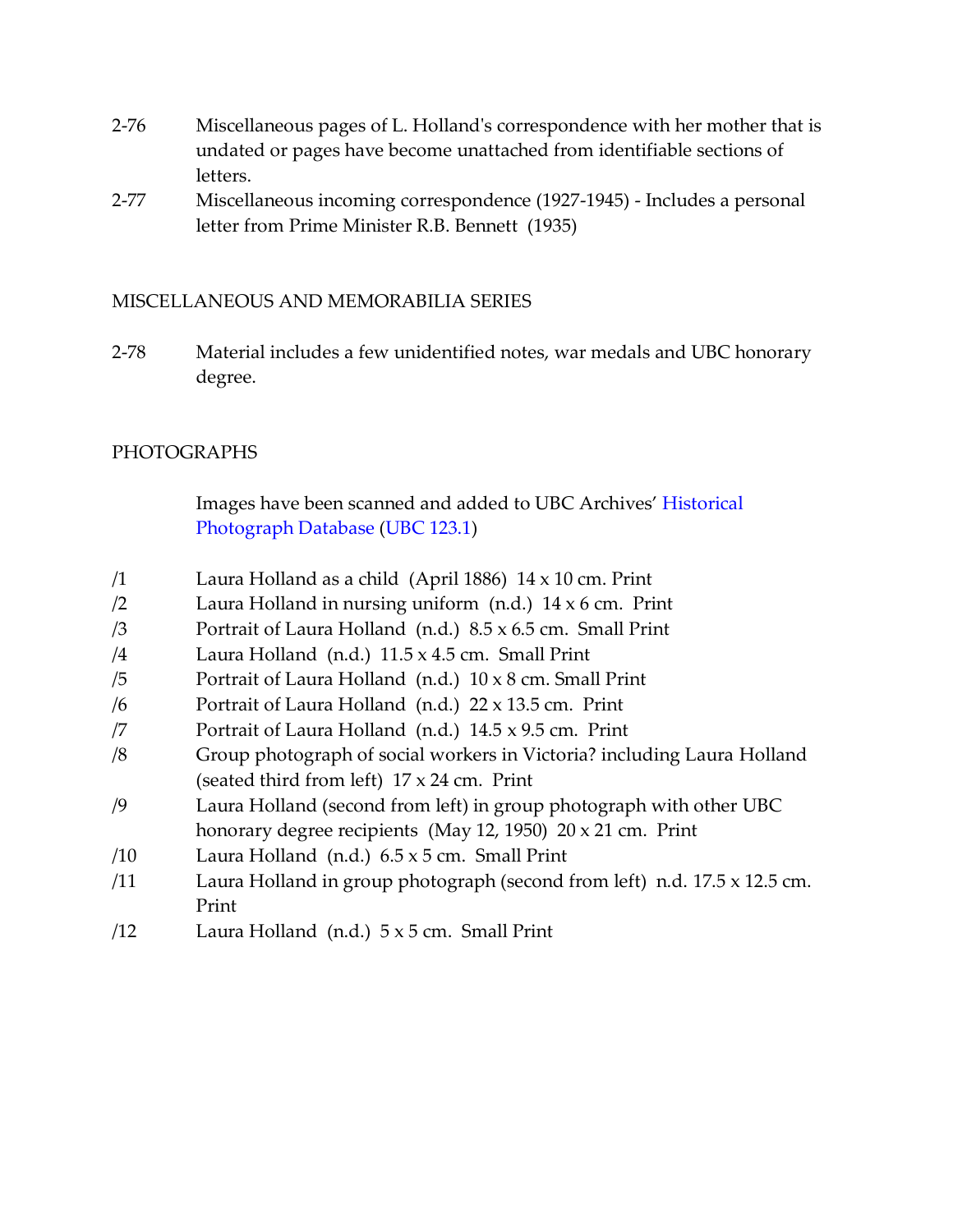2-76 Miscellaneous pages of L. Holland's correspondence with her mother that is undated or pages have become unattached from identifiable sections of letters.

2-77 Miscellaneous incoming correspondence (1927-1945) - Includes a personal letter from Prime Minister R.B. Bennett (1935)

## MISCELLANEOUS AND MEMORABILIA SERIES

2-78 Material includes a few unidentified notes, war medals and UBC honorary degree.

## PHOTOGRAPHS

Images have been scanned and added to UBC Archives' Historical Photograph Database (UBC 123.1)

/1 Laura Holland as a child (April 1886) 14 x 10 cm. Print

/2 Laura Holland in nursing uniform (n.d.) 14 x 6 cm. Print

/3 Portrait of Laura Holland (n.d.) 8.5 x 6.5 cm. Small Print

/4 Laura Holland (n.d.) 11.5 x 4.5 cm. Small Print

/5 Portrait of Laura Holland (n.d.) 10 x 8 cm. Small Print

/6 Portrait of Laura Holland (n.d.) 22 x 13.5 cm. Print

/7 Portrait of Laura Holland (n.d.) 14.5 x 9.5 cm. Print

/8 Group photograph of social workers in Victoria? including Laura Holland (seated third from left) 17 x 24 cm. Print

/9 Laura Holland (second from left) in group photograph with other UBC honorary degree recipients (May 12, 1950) 20 x 21 cm. Print

/10 Laura Holland (n.d.) 6.5 x 5 cm. Small Print

/11 Laura Holland in group photograph (second from left) n.d. 17.5 x 12.5 cm. Print

/12 Laura Holland (n.d.) 5 x 5 cm. Small Print